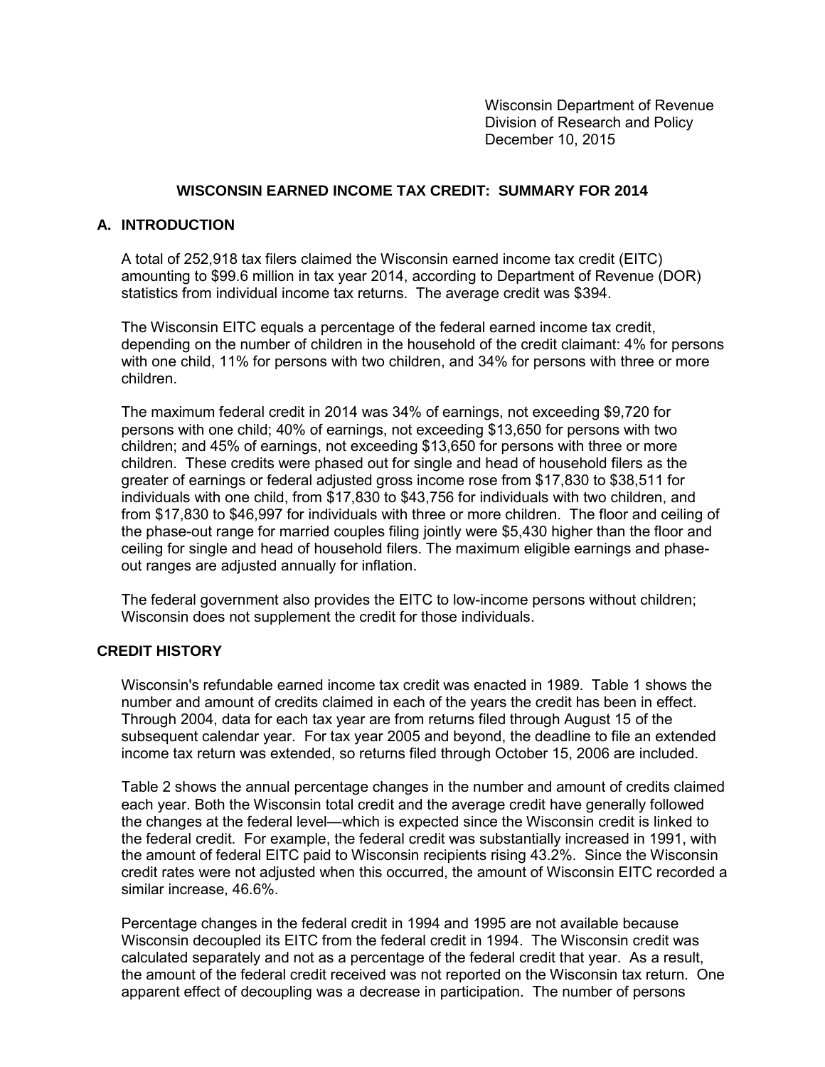Wisconsin Department of Revenue
Division of Research and Policy
December 10, 2015

# WISCONSIN EARNED INCOME TAX CREDIT: SUMMARY FOR 2014

## A. INTRODUCTION

A total of 252,918 tax filers claimed the Wisconsin earned income tax credit (EITC) amounting to $99.6 million in tax year 2014, according to Department of Revenue (DOR) statistics from individual income tax returns. The average credit was $394.

The Wisconsin EITC equals a percentage of the federal earned income tax credit, depending on the number of children in the household of the credit claimant: 4% for persons with one child, 11% for persons with two children, and 34% for persons with three or more children.

The maximum federal credit in 2014 was 34% of earnings, not exceeding $9,720 for persons with one child; 40% of earnings, not exceeding $13,650 for persons with two children; and 45% of earnings, not exceeding $13,650 for persons with three or more children. These credits were phased out for single and head of household filers as the greater of earnings or federal adjusted gross income rose from $17,830 to $38,511 for individuals with one child, from $17,830 to $43,756 for individuals with two children, and from $17,830 to $46,997 for individuals with three or more children. The floor and ceiling of the phase-out range for married couples filing jointly were $5,430 higher than the floor and ceiling for single and head of household filers. The maximum eligible earnings and phase-out ranges are adjusted annually for inflation.

The federal government also provides the EITC to low-income persons without children; Wisconsin does not supplement the credit for those individuals.

## CREDIT HISTORY

Wisconsin's refundable earned income tax credit was enacted in 1989. Table 1 shows the number and amount of credits claimed in each of the years the credit has been in effect. Through 2004, data for each tax year are from returns filed through August 15 of the subsequent calendar year. For tax year 2005 and beyond, the deadline to file an extended income tax return was extended, so returns filed through October 15, 2006 are included.

Table 2 shows the annual percentage changes in the number and amount of credits claimed each year. Both the Wisconsin total credit and the average credit have generally followed the changes at the federal level—which is expected since the Wisconsin credit is linked to the federal credit. For example, the federal credit was substantially increased in 1991, with the amount of federal EITC paid to Wisconsin recipients rising 43.2%. Since the Wisconsin credit rates were not adjusted when this occurred, the amount of Wisconsin EITC recorded a similar increase, 46.6%.

Percentage changes in the federal credit in 1994 and 1995 are not available because Wisconsin decoupled its EITC from the federal credit in 1994. The Wisconsin credit was calculated separately and not as a percentage of the federal credit that year. As a result, the amount of the federal credit received was not reported on the Wisconsin tax return. One apparent effect of decoupling was a decrease in participation. The number of persons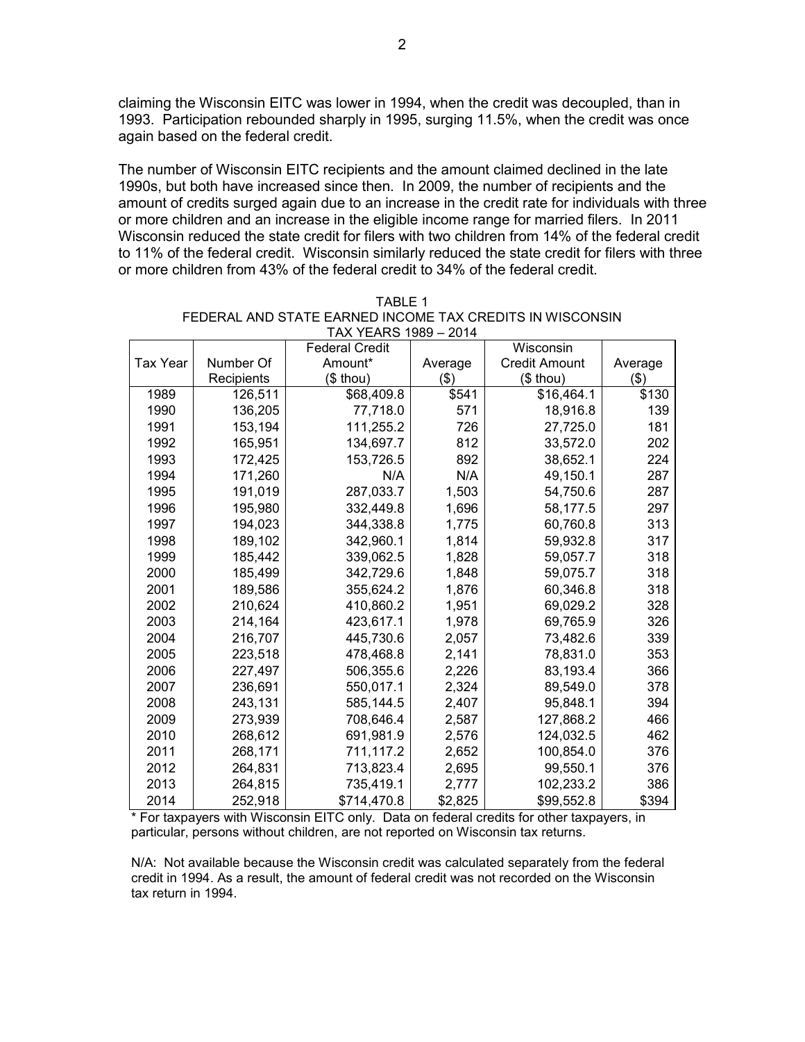claiming the Wisconsin EITC was lower in 1994, when the credit was decoupled, than in 1993. Participation rebounded sharply in 1995, surging 11.5%, when the credit was once again based on the federal credit.

The number of Wisconsin EITC recipients and the amount claimed declined in the late 1990s, but both have increased since then. In 2009, the number of recipients and the amount of credits surged again due to an increase in the credit rate for individuals with three or more children and an increase in the eligible income range for married filers. In 2011 Wisconsin reduced the state credit for filers with two children from 14% of the federal credit to 11% of the federal credit. Wisconsin similarly reduced the state credit for filers with three or more children from 43% of the federal credit to 34% of the federal credit.

TABLE 1
FEDERAL AND STATE EARNED INCOME TAX CREDITS IN WISCONSIN
TAX YEARS 1989 – 2014

| Tax Year | Number Of Recipients | Federal Credit Amount* ($ thou) | Average ($) | Wisconsin Credit Amount ($ thou) | Average ($) |
|---|---|---|---|---|---|
| 1989 | 126,511 | $68,409.8 | $541 | $16,464.1 | $130 |
| 1990 | 136,205 | 77,718.0 | 571 | 18,916.8 | 139 |
| 1991 | 153,194 | 111,255.2 | 726 | 27,725.0 | 181 |
| 1992 | 165,951 | 134,697.7 | 812 | 33,572.0 | 202 |
| 1993 | 172,425 | 153,726.5 | 892 | 38,652.1 | 224 |
| 1994 | 171,260 | N/A | N/A | 49,150.1 | 287 |
| 1995 | 191,019 | 287,033.7 | 1,503 | 54,750.6 | 287 |
| 1996 | 195,980 | 332,449.8 | 1,696 | 58,177.5 | 297 |
| 1997 | 194,023 | 344,338.8 | 1,775 | 60,760.8 | 313 |
| 1998 | 189,102 | 342,960.1 | 1,814 | 59,932.8 | 317 |
| 1999 | 185,442 | 339,062.5 | 1,828 | 59,057.7 | 318 |
| 2000 | 185,499 | 342,729.6 | 1,848 | 59,075.7 | 318 |
| 2001 | 189,586 | 355,624.2 | 1,876 | 60,346.8 | 318 |
| 2002 | 210,624 | 410,860.2 | 1,951 | 69,029.2 | 328 |
| 2003 | 214,164 | 423,617.1 | 1,978 | 69,765.9 | 326 |
| 2004 | 216,707 | 445,730.6 | 2,057 | 73,482.6 | 339 |
| 2005 | 223,518 | 478,468.8 | 2,141 | 78,831.0 | 353 |
| 2006 | 227,497 | 506,355.6 | 2,226 | 83,193.4 | 366 |
| 2007 | 236,691 | 550,017.1 | 2,324 | 89,549.0 | 378 |
| 2008 | 243,131 | 585,144.5 | 2,407 | 95,848.1 | 394 |
| 2009 | 273,939 | 708,646.4 | 2,587 | 127,868.2 | 466 |
| 2010 | 268,612 | 691,981.9 | 2,576 | 124,032.5 | 462 |
| 2011 | 268,171 | 711,117.2 | 2,652 | 100,854.0 | 376 |
| 2012 | 264,831 | 713,823.4 | 2,695 | 99,550.1 | 376 |
| 2013 | 264,815 | 735,419.1 | 2,777 | 102,233.2 | 386 |
| 2014 | 252,918 | $714,470.8 | $2,825 | $99,552.8 | $394 |

* For taxpayers with Wisconsin EITC only. Data on federal credits for other taxpayers, in particular, persons without children, are not reported on Wisconsin tax returns.

N/A: Not available because the Wisconsin credit was calculated separately from the federal credit in 1994. As a result, the amount of federal credit was not recorded on the Wisconsin tax return in 1994.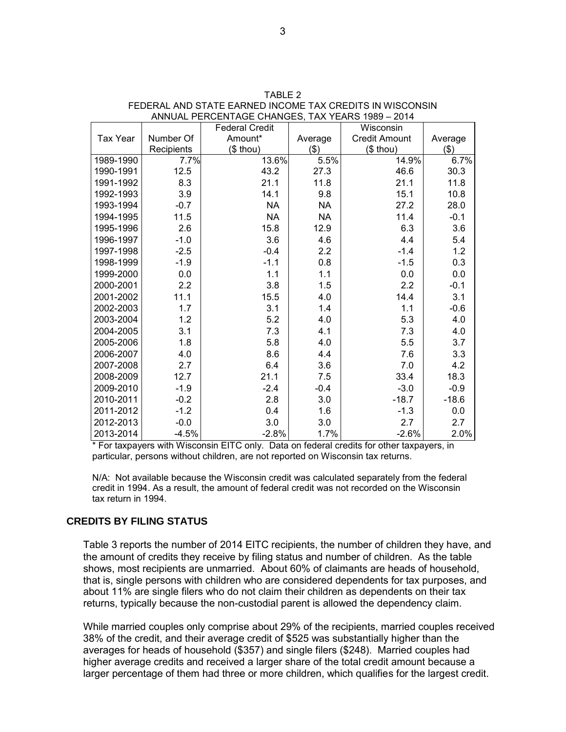TABLE 2
FEDERAL AND STATE EARNED INCOME TAX CREDITS IN WISCONSIN
ANNUAL PERCENTAGE CHANGES, TAX YEARS 1989 – 2014

| Tax Year | Number Of Recipients | Federal Credit Amount* ($ thou) | Average ($) | Wisconsin Credit Amount ($ thou) | Average ($) |
|---|---|---|---|---|---|
| 1989-1990 | 7.7% | 13.6% | 5.5% | 14.9% | 6.7% |
| 1990-1991 | 12.5 | 43.2 | 27.3 | 46.6 | 30.3 |
| 1991-1992 | 8.3 | 21.1 | 11.8 | 21.1 | 11.8 |
| 1992-1993 | 3.9 | 14.1 | 9.8 | 15.1 | 10.8 |
| 1993-1994 | -0.7 | NA | NA | 27.2 | 28.0 |
| 1994-1995 | 11.5 | NA | NA | 11.4 | -0.1 |
| 1995-1996 | 2.6 | 15.8 | 12.9 | 6.3 | 3.6 |
| 1996-1997 | -1.0 | 3.6 | 4.6 | 4.4 | 5.4 |
| 1997-1998 | -2.5 | -0.4 | 2.2 | -1.4 | 1.2 |
| 1998-1999 | -1.9 | -1.1 | 0.8 | -1.5 | 0.3 |
| 1999-2000 | 0.0 | 1.1 | 1.1 | 0.0 | 0.0 |
| 2000-2001 | 2.2 | 3.8 | 1.5 | 2.2 | -0.1 |
| 2001-2002 | 11.1 | 15.5 | 4.0 | 14.4 | 3.1 |
| 2002-2003 | 1.7 | 3.1 | 1.4 | 1.1 | -0.6 |
| 2003-2004 | 1.2 | 5.2 | 4.0 | 5.3 | 4.0 |
| 2004-2005 | 3.1 | 7.3 | 4.1 | 7.3 | 4.0 |
| 2005-2006 | 1.8 | 5.8 | 4.0 | 5.5 | 3.7 |
| 2006-2007 | 4.0 | 8.6 | 4.4 | 7.6 | 3.3 |
| 2007-2008 | 2.7 | 6.4 | 3.6 | 7.0 | 4.2 |
| 2008-2009 | 12.7 | 21.1 | 7.5 | 33.4 | 18.3 |
| 2009-2010 | -1.9 | -2.4 | -0.4 | -3.0 | -0.9 |
| 2010-2011 | -0.2 | 2.8 | 3.0 | -18.7 | -18.6 |
| 2011-2012 | -1.2 | 0.4 | 1.6 | -1.3 | 0.0 |
| 2012-2013 | -0.0 | 3.0 | 3.0 | 2.7 | 2.7 |
| 2013-2014 | -4.5% | -2.8% | 1.7% | -2.6% | 2.0% |

\* For taxpayers with Wisconsin EITC only. Data on federal credits for other taxpayers, in particular, persons without children, are not reported on Wisconsin tax returns.

N/A: Not available because the Wisconsin credit was calculated separately from the federal credit in 1994. As a result, the amount of federal credit was not recorded on the Wisconsin tax return in 1994.

## CREDITS BY FILING STATUS

Table 3 reports the number of 2014 EITC recipients, the number of children they have, and the amount of credits they receive by filing status and number of children. As the table shows, most recipients are unmarried. About 60% of claimants are heads of household, that is, single persons with children who are considered dependents for tax purposes, and about 11% are single filers who do not claim their children as dependents on their tax returns, typically because the non-custodial parent is allowed the dependency claim.

While married couples only comprise about 29% of the recipients, married couples received 38% of the credit, and their average credit of $525 was substantially higher than the averages for heads of household ($357) and single filers ($248). Married couples had higher average credits and received a larger share of the total credit amount because a larger percentage of them had three or more children, which qualifies for the largest credit.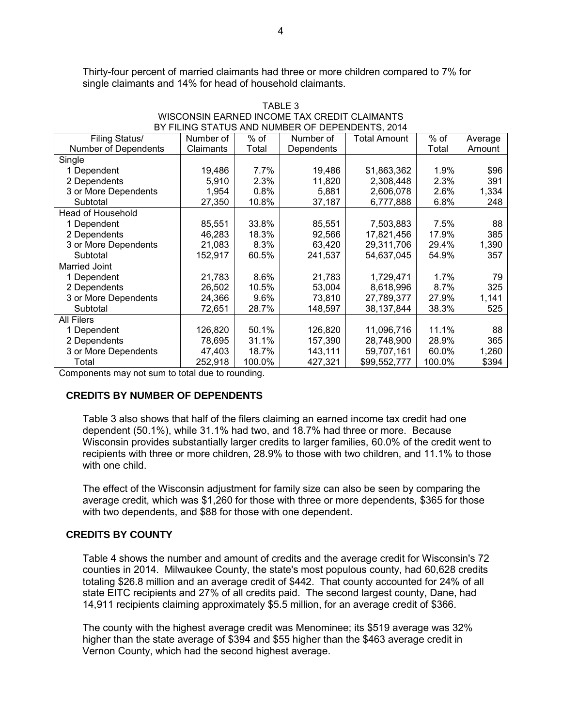Thirty-four percent of married claimants had three or more children compared to 7% for single claimants and 14% for head of household claimants.

TABLE 3
WISCONSIN EARNED INCOME TAX CREDIT CLAIMANTS
BY FILING STATUS AND NUMBER OF DEPENDENTS, 2014

| Filing Status/ Number of Dependents | Number of Claimants | % of Total | Number of Dependents | Total Amount | % of Total | Average Amount |
|---|---|---|---|---|---|---|
| Single | | | | | | |
| 1 Dependent | 19,486 | 7.7% | 19,486 | $1,863,362 | 1.9% | $96 |
| 2 Dependents | 5,910 | 2.3% | 11,820 | 2,308,448 | 2.3% | 391 |
| 3 or More Dependents | 1,954 | 0.8% | 5,881 | 2,606,078 | 2.6% | 1,334 |
| Subtotal | 27,350 | 10.8% | 37,187 | 6,777,888 | 6.8% | 248 |
| Head of Household | | | | | | |
| 1 Dependent | 85,551 | 33.8% | 85,551 | 7,503,883 | 7.5% | 88 |
| 2 Dependents | 46,283 | 18.3% | 92,566 | 17,821,456 | 17.9% | 385 |
| 3 or More Dependents | 21,083 | 8.3% | 63,420 | 29,311,706 | 29.4% | 1,390 |
| Subtotal | 152,917 | 60.5% | 241,537 | 54,637,045 | 54.9% | 357 |
| Married Joint | | | | | | |
| 1 Dependent | 21,783 | 8.6% | 21,783 | 1,729,471 | 1.7% | 79 |
| 2 Dependents | 26,502 | 10.5% | 53,004 | 8,618,996 | 8.7% | 325 |
| 3 or More Dependents | 24,366 | 9.6% | 73,810 | 27,789,377 | 27.9% | 1,141 |
| Subtotal | 72,651 | 28.7% | 148,597 | 38,137,844 | 38.3% | 525 |
| All Filers | | | | | | |
| 1 Dependent | 126,820 | 50.1% | 126,820 | 11,096,716 | 11.1% | 88 |
| 2 Dependents | 78,695 | 31.1% | 157,390 | 28,748,900 | 28.9% | 365 |
| 3 or More Dependents | 47,403 | 18.7% | 143,111 | 59,707,161 | 60.0% | 1,260 |
| Total | 252,918 | 100.0% | 427,321 | $99,552,777 | 100.0% | $394 |

Components may not sum to total due to rounding.

## CREDITS BY NUMBER OF DEPENDENTS

Table 3 also shows that half of the filers claiming an earned income tax credit had one dependent (50.1%), while 31.1% had two, and 18.7% had three or more. Because Wisconsin provides substantially larger credits to larger families, 60.0% of the credit went to recipients with three or more children, 28.9% to those with two children, and 11.1% to those with one child.

The effect of the Wisconsin adjustment for family size can also be seen by comparing the average credit, which was $1,260 for those with three or more dependents, $365 for those with two dependents, and $88 for those with one dependent.

## CREDITS BY COUNTY

Table 4 shows the number and amount of credits and the average credit for Wisconsin's 72 counties in 2014. Milwaukee County, the state's most populous county, had 60,628 credits totaling $26.8 million and an average credit of $442. That county accounted for 24% of all state EITC recipients and 27% of all credits paid. The second largest county, Dane, had 14,911 recipients claiming approximately $5.5 million, for an average credit of $366.

The county with the highest average credit was Menominee; its $519 average was 32% higher than the state average of $394 and $55 higher than the $463 average credit in Vernon County, which had the second highest average.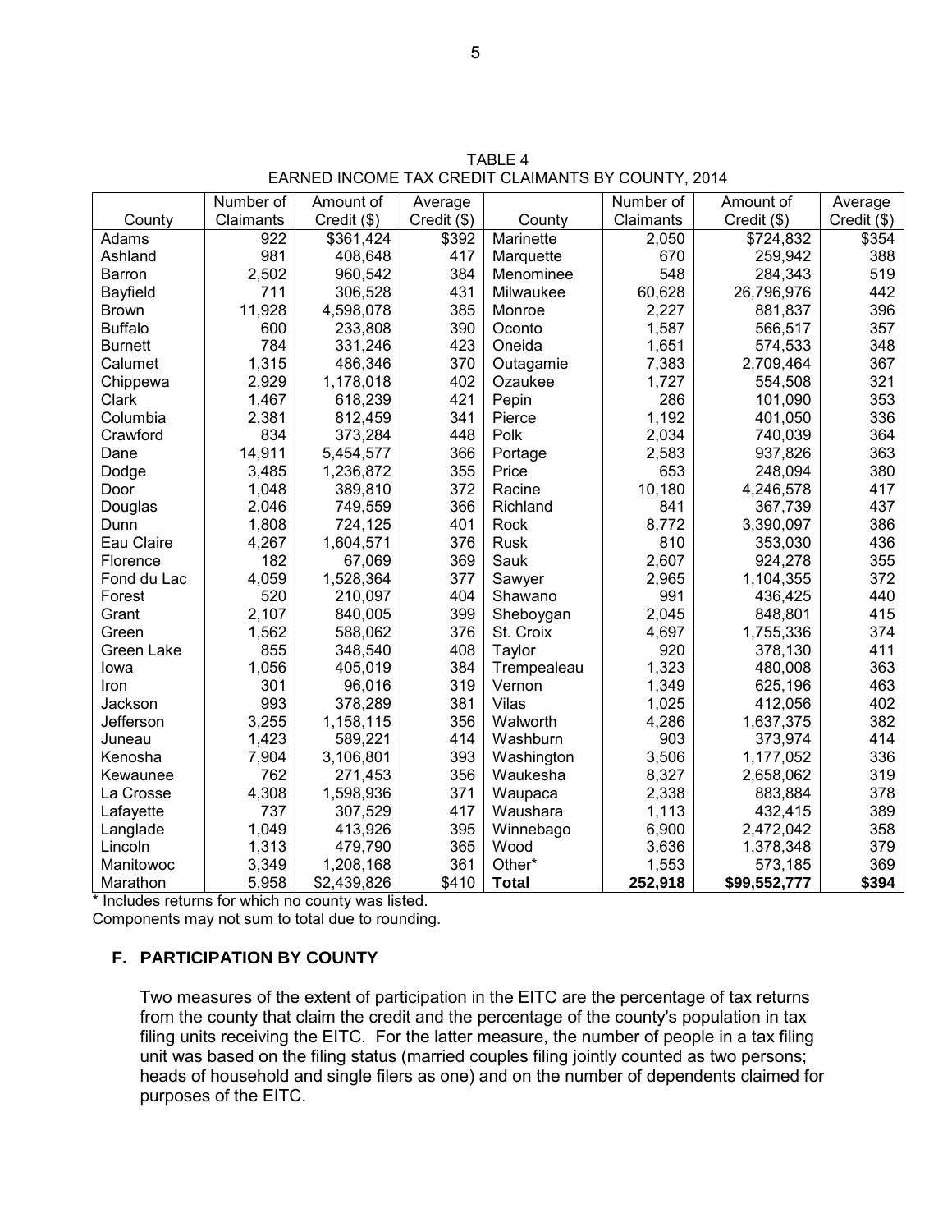TABLE 4
EARNED INCOME TAX CREDIT CLAIMANTS BY COUNTY, 2014

| County | Number of Claimants | Amount of Credit ($) | Average Credit ($) | County | Number of Claimants | Amount of Credit ($) | Average Credit ($) |
|---|---|---|---|---|---|---|---|
| Adams | 922 | $361,424 | $392 | Marinette | 2,050 | $724,832 | $354 |
| Ashland | 981 | 408,648 | 417 | Marquette | 670 | 259,942 | 388 |
| Barron | 2,502 | 960,542 | 384 | Menominee | 548 | 284,343 | 519 |
| Bayfield | 711 | 306,528 | 431 | Milwaukee | 60,628 | 26,796,976 | 442 |
| Brown | 11,928 | 4,598,078 | 385 | Monroe | 2,227 | 881,837 | 396 |
| Buffalo | 600 | 233,808 | 390 | Oconto | 1,587 | 566,517 | 357 |
| Burnett | 784 | 331,246 | 423 | Oneida | 1,651 | 574,533 | 348 |
| Calumet | 1,315 | 486,346 | 370 | Outagamie | 7,383 | 2,709,464 | 367 |
| Chippewa | 2,929 | 1,178,018 | 402 | Ozaukee | 1,727 | 554,508 | 321 |
| Clark | 1,467 | 618,239 | 421 | Pepin | 286 | 101,090 | 353 |
| Columbia | 2,381 | 812,459 | 341 | Pierce | 1,192 | 401,050 | 336 |
| Crawford | 834 | 373,284 | 448 | Polk | 2,034 | 740,039 | 364 |
| Dane | 14,911 | 5,454,577 | 366 | Portage | 2,583 | 937,826 | 363 |
| Dodge | 3,485 | 1,236,872 | 355 | Price | 653 | 248,094 | 380 |
| Door | 1,048 | 389,810 | 372 | Racine | 10,180 | 4,246,578 | 417 |
| Douglas | 2,046 | 749,559 | 366 | Richland | 841 | 367,739 | 437 |
| Dunn | 1,808 | 724,125 | 401 | Rock | 8,772 | 3,390,097 | 386 |
| Eau Claire | 4,267 | 1,604,571 | 376 | Rusk | 810 | 353,030 | 436 |
| Florence | 182 | 67,069 | 369 | Sauk | 2,607 | 924,278 | 355 |
| Fond du Lac | 4,059 | 1,528,364 | 377 | Sawyer | 2,965 | 1,104,355 | 372 |
| Forest | 520 | 210,097 | 404 | Shawano | 991 | 436,425 | 440 |
| Grant | 2,107 | 840,005 | 399 | Sheboygan | 2,045 | 848,801 | 415 |
| Green | 1,562 | 588,062 | 376 | St. Croix | 4,697 | 1,755,336 | 374 |
| Green Lake | 855 | 348,540 | 408 | Taylor | 920 | 378,130 | 411 |
| Iowa | 1,056 | 405,019 | 384 | Trempealeau | 1,323 | 480,008 | 363 |
| Iron | 301 | 96,016 | 319 | Vernon | 1,349 | 625,196 | 463 |
| Jackson | 993 | 378,289 | 381 | Vilas | 1,025 | 412,056 | 402 |
| Jefferson | 3,255 | 1,158,115 | 356 | Walworth | 4,286 | 1,637,375 | 382 |
| Juneau | 1,423 | 589,221 | 414 | Washburn | 903 | 373,974 | 414 |
| Kenosha | 7,904 | 3,106,801 | 393 | Washington | 3,506 | 1,177,052 | 336 |
| Kewaunee | 762 | 271,453 | 356 | Waukesha | 8,327 | 2,658,062 | 319 |
| La Crosse | 4,308 | 1,598,936 | 371 | Waupaca | 2,338 | 883,884 | 378 |
| Lafayette | 737 | 307,529 | 417 | Waushara | 1,113 | 432,415 | 389 |
| Langlade | 1,049 | 413,926 | 395 | Winnebago | 6,900 | 2,472,042 | 358 |
| Lincoln | 1,313 | 479,790 | 365 | Wood | 3,636 | 1,378,348 | 379 |
| Manitowoc | 3,349 | 1,208,168 | 361 | Other* | 1,553 | 573,185 | 369 |
| Marathon | 5,958 | $2,439,826 | $410 | **Total** | **252,918** | **$99,552,777** | **$394** |

\* Includes returns for which no county was listed.
Components may not sum to total due to rounding.

### F. PARTICIPATION BY COUNTY

Two measures of the extent of participation in the EITC are the percentage of tax returns from the county that claim the credit and the percentage of the county's population in tax filing units receiving the EITC. For the latter measure, the number of people in a tax filing unit was based on the filing status (married couples filing jointly counted as two persons; heads of household and single filers as one) and on the number of dependents claimed for purposes of the EITC.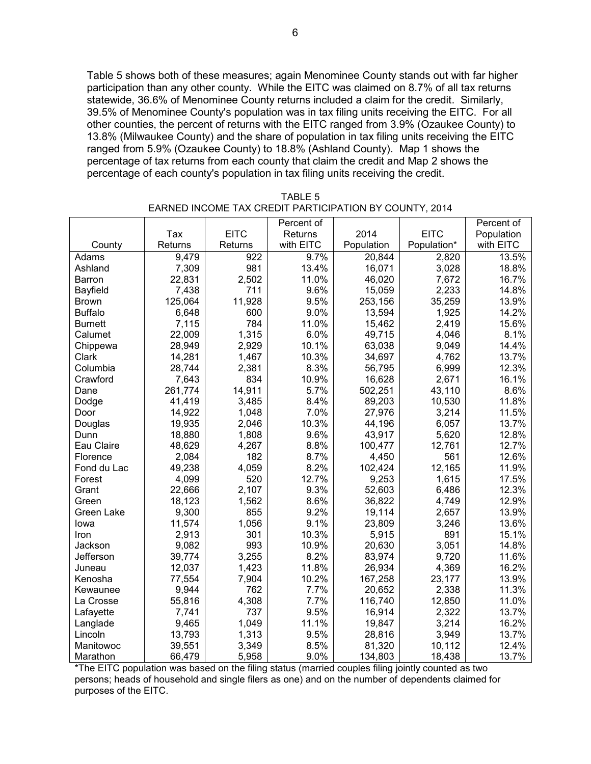Table 5 shows both of these measures; again Menominee County stands out with far higher participation than any other county. While the EITC was claimed on 8.7% of all tax returns statewide, 36.6% of Menominee County returns included a claim for the credit. Similarly, 39.5% of Menominee County's population was in tax filing units receiving the EITC. For all other counties, the percent of returns with the EITC ranged from 3.9% (Ozaukee County) to 13.8% (Milwaukee County) and the share of population in tax filing units receiving the EITC ranged from 5.9% (Ozaukee County) to 18.8% (Ashland County). Map 1 shows the percentage of tax returns from each county that claim the credit and Map 2 shows the percentage of each county's population in tax filing units receiving the credit.

TABLE 5
EARNED INCOME TAX CREDIT PARTICIPATION BY COUNTY, 2014

| County | Tax Returns | EITC Returns | Percent of Returns with EITC | 2014 Population | EITC Population* | Percent of Population with EITC |
|---|---|---|---|---|---|---|
| Adams | 9,479 | 922 | 9.7% | 20,844 | 2,820 | 13.5% |
| Ashland | 7,309 | 981 | 13.4% | 16,071 | 3,028 | 18.8% |
| Barron | 22,831 | 2,502 | 11.0% | 46,020 | 7,672 | 16.7% |
| Bayfield | 7,438 | 711 | 9.6% | 15,059 | 2,233 | 14.8% |
| Brown | 125,064 | 11,928 | 9.5% | 253,156 | 35,259 | 13.9% |
| Buffalo | 6,648 | 600 | 9.0% | 13,594 | 1,925 | 14.2% |
| Burnett | 7,115 | 784 | 11.0% | 15,462 | 2,419 | 15.6% |
| Calumet | 22,009 | 1,315 | 6.0% | 49,715 | 4,046 | 8.1% |
| Chippewa | 28,949 | 2,929 | 10.1% | 63,038 | 9,049 | 14.4% |
| Clark | 14,281 | 1,467 | 10.3% | 34,697 | 4,762 | 13.7% |
| Columbia | 28,744 | 2,381 | 8.3% | 56,795 | 6,999 | 12.3% |
| Crawford | 7,643 | 834 | 10.9% | 16,628 | 2,671 | 16.1% |
| Dane | 261,774 | 14,911 | 5.7% | 502,251 | 43,110 | 8.6% |
| Dodge | 41,419 | 3,485 | 8.4% | 89,203 | 10,530 | 11.8% |
| Door | 14,922 | 1,048 | 7.0% | 27,976 | 3,214 | 11.5% |
| Douglas | 19,935 | 2,046 | 10.3% | 44,196 | 6,057 | 13.7% |
| Dunn | 18,880 | 1,808 | 9.6% | 43,917 | 5,620 | 12.8% |
| Eau Claire | 48,629 | 4,267 | 8.8% | 100,477 | 12,761 | 12.7% |
| Florence | 2,084 | 182 | 8.7% | 4,450 | 561 | 12.6% |
| Fond du Lac | 49,238 | 4,059 | 8.2% | 102,424 | 12,165 | 11.9% |
| Forest | 4,099 | 520 | 12.7% | 9,253 | 1,615 | 17.5% |
| Grant | 22,666 | 2,107 | 9.3% | 52,603 | 6,486 | 12.3% |
| Green | 18,123 | 1,562 | 8.6% | 36,822 | 4,749 | 12.9% |
| Green Lake | 9,300 | 855 | 9.2% | 19,114 | 2,657 | 13.9% |
| Iowa | 11,574 | 1,056 | 9.1% | 23,809 | 3,246 | 13.6% |
| Iron | 2,913 | 301 | 10.3% | 5,915 | 891 | 15.1% |
| Jackson | 9,082 | 993 | 10.9% | 20,630 | 3,051 | 14.8% |
| Jefferson | 39,774 | 3,255 | 8.2% | 83,974 | 9,720 | 11.6% |
| Juneau | 12,037 | 1,423 | 11.8% | 26,934 | 4,369 | 16.2% |
| Kenosha | 77,554 | 7,904 | 10.2% | 167,258 | 23,177 | 13.9% |
| Kewaunee | 9,944 | 762 | 7.7% | 20,652 | 2,338 | 11.3% |
| La Crosse | 55,816 | 4,308 | 7.7% | 116,740 | 12,850 | 11.0% |
| Lafayette | 7,741 | 737 | 9.5% | 16,914 | 2,322 | 13.7% |
| Langlade | 9,465 | 1,049 | 11.1% | 19,847 | 3,214 | 16.2% |
| Lincoln | 13,793 | 1,313 | 9.5% | 28,816 | 3,949 | 13.7% |
| Manitowoc | 39,551 | 3,349 | 8.5% | 81,320 | 10,112 | 12.4% |
| Marathon | 66,479 | 5,958 | 9.0% | 134,803 | 18,438 | 13.7% |

*The EITC population was based on the filing status (married couples filing jointly counted as two persons; heads of household and single filers as one) and on the number of dependents claimed for purposes of the EITC.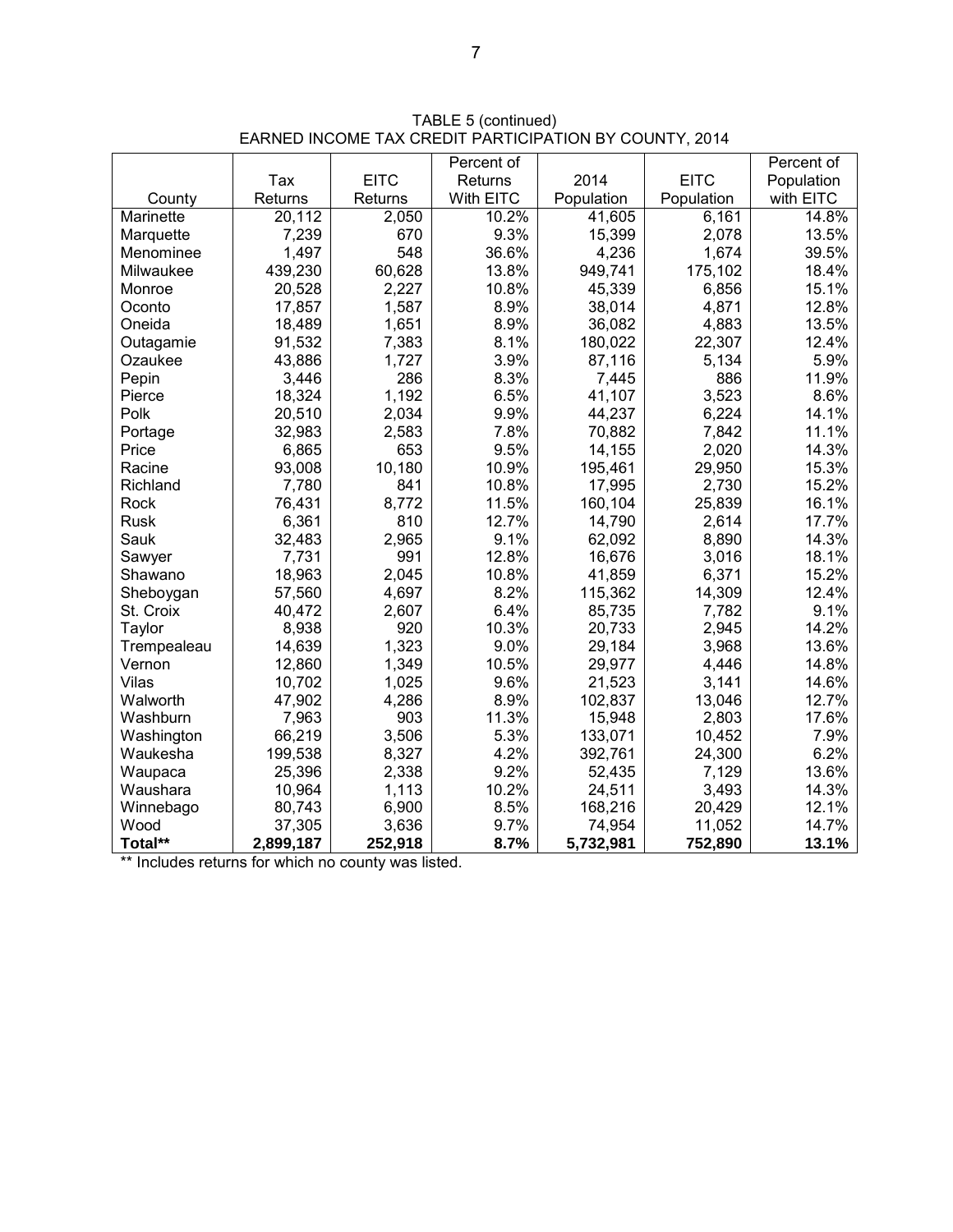TABLE 5 (continued)
EARNED INCOME TAX CREDIT PARTICIPATION BY COUNTY, 2014

| County | Tax Returns | EITC Returns | Percent of Returns With EITC | 2014 Population | EITC Population | Percent of Population with EITC |
|---|---|---|---|---|---|---|
| Marinette | 20,112 | 2,050 | 10.2% | 41,605 | 6,161 | 14.8% |
| Marquette | 7,239 | 670 | 9.3% | 15,399 | 2,078 | 13.5% |
| Menominee | 1,497 | 548 | 36.6% | 4,236 | 1,674 | 39.5% |
| Milwaukee | 439,230 | 60,628 | 13.8% | 949,741 | 175,102 | 18.4% |
| Monroe | 20,528 | 2,227 | 10.8% | 45,339 | 6,856 | 15.1% |
| Oconto | 17,857 | 1,587 | 8.9% | 38,014 | 4,871 | 12.8% |
| Oneida | 18,489 | 1,651 | 8.9% | 36,082 | 4,883 | 13.5% |
| Outagamie | 91,532 | 7,383 | 8.1% | 180,022 | 22,307 | 12.4% |
| Ozaukee | 43,886 | 1,727 | 3.9% | 87,116 | 5,134 | 5.9% |
| Pepin | 3,446 | 286 | 8.3% | 7,445 | 886 | 11.9% |
| Pierce | 18,324 | 1,192 | 6.5% | 41,107 | 3,523 | 8.6% |
| Polk | 20,510 | 2,034 | 9.9% | 44,237 | 6,224 | 14.1% |
| Portage | 32,983 | 2,583 | 7.8% | 70,882 | 7,842 | 11.1% |
| Price | 6,865 | 653 | 9.5% | 14,155 | 2,020 | 14.3% |
| Racine | 93,008 | 10,180 | 10.9% | 195,461 | 29,950 | 15.3% |
| Richland | 7,780 | 841 | 10.8% | 17,995 | 2,730 | 15.2% |
| Rock | 76,431 | 8,772 | 11.5% | 160,104 | 25,839 | 16.1% |
| Rusk | 6,361 | 810 | 12.7% | 14,790 | 2,614 | 17.7% |
| Sauk | 32,483 | 2,965 | 9.1% | 62,092 | 8,890 | 14.3% |
| Sawyer | 7,731 | 991 | 12.8% | 16,676 | 3,016 | 18.1% |
| Shawano | 18,963 | 2,045 | 10.8% | 41,859 | 6,371 | 15.2% |
| Sheboygan | 57,560 | 4,697 | 8.2% | 115,362 | 14,309 | 12.4% |
| St. Croix | 40,472 | 2,607 | 6.4% | 85,735 | 7,782 | 9.1% |
| Taylor | 8,938 | 920 | 10.3% | 20,733 | 2,945 | 14.2% |
| Trempealeau | 14,639 | 1,323 | 9.0% | 29,184 | 3,968 | 13.6% |
| Vernon | 12,860 | 1,349 | 10.5% | 29,977 | 4,446 | 14.8% |
| Vilas | 10,702 | 1,025 | 9.6% | 21,523 | 3,141 | 14.6% |
| Walworth | 47,902 | 4,286 | 8.9% | 102,837 | 13,046 | 12.7% |
| Washburn | 7,963 | 903 | 11.3% | 15,948 | 2,803 | 17.6% |
| Washington | 66,219 | 3,506 | 5.3% | 133,071 | 10,452 | 7.9% |
| Waukesha | 199,538 | 8,327 | 4.2% | 392,761 | 24,300 | 6.2% |
| Waupaca | 25,396 | 2,338 | 9.2% | 52,435 | 7,129 | 13.6% |
| Waushara | 10,964 | 1,113 | 10.2% | 24,511 | 3,493 | 14.3% |
| Winnebago | 80,743 | 6,900 | 8.5% | 168,216 | 20,429 | 12.1% |
| Wood | 37,305 | 3,636 | 9.7% | 74,954 | 11,052 | 14.7% |
| **Total\*\*** | **2,899,187** | **252,918** | **8.7%** | **5,732,981** | **752,890** | **13.1%** |

** Includes returns for which no county was listed.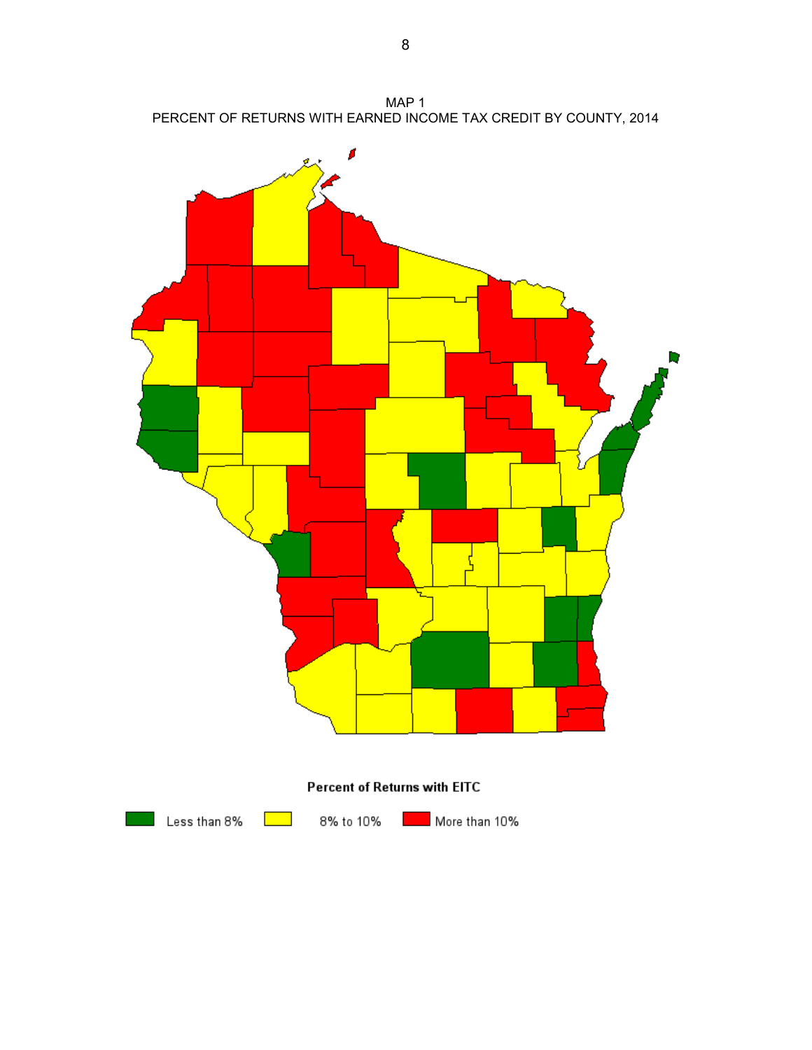MAP 1
PERCENT OF RETURNS WITH EARNED INCOME TAX CREDIT BY COUNTY, 2014

**Percent of Returns with EITC**

Less than 8%   8% to 10%   More than 10%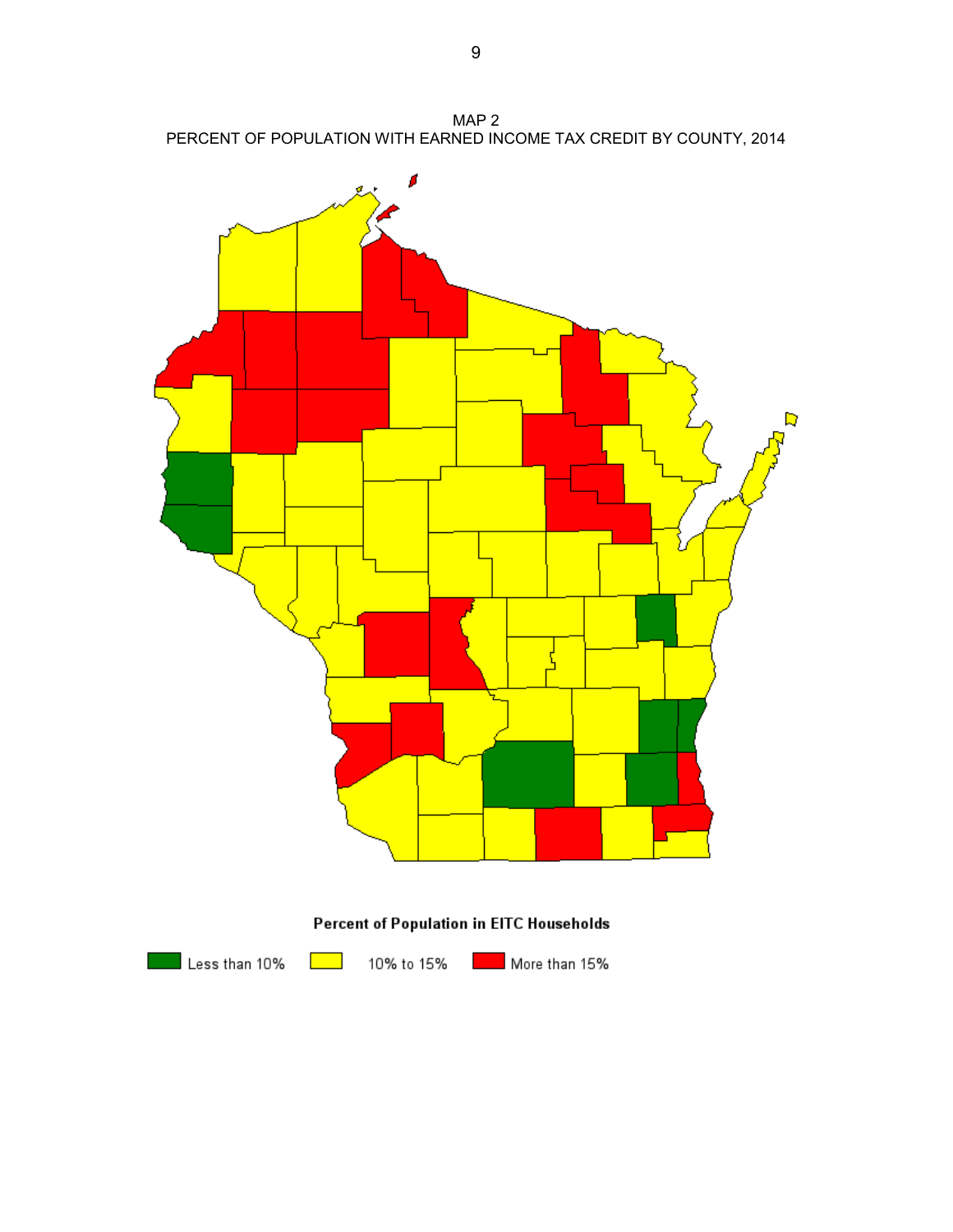MAP 2
PERCENT OF POPULATION WITH EARNED INCOME TAX CREDIT BY COUNTY, 2014

**Percent of Population in EITC Households**

Less than 10%

10% to 15%

More than 15%